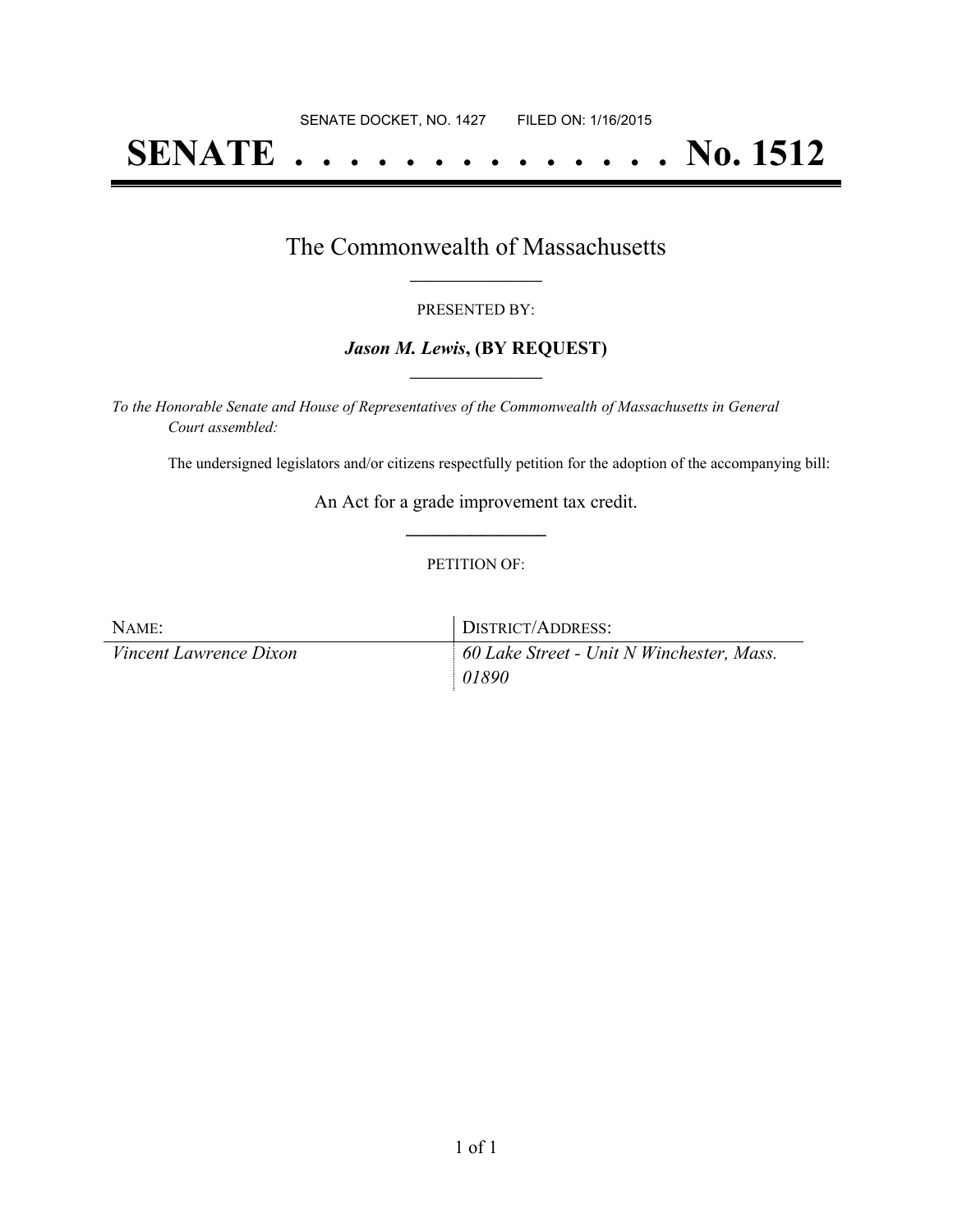SENATE DOCKET, NO. 1427        FILED ON: 1/16/2015

# SENATE . . . . . . . . . . . . . . No. 1512

## The Commonwealth of Massachusetts

PRESENTED BY:

***Jason M. Lewis*, (BY REQUEST)**

*To the Honorable Senate and House of Representatives of the Commonwealth of Massachusetts in General Court assembled:*

The undersigned legislators and/or citizens respectfully petition for the adoption of the accompanying bill:

An Act for a grade improvement tax credit.

PETITION OF:

| NAME: | DISTRICT/ADDRESS: |
|---|---|
| *Vincent Lawrence Dixon* | *60 Lake Street - Unit N Winchester, Mass. 01890* |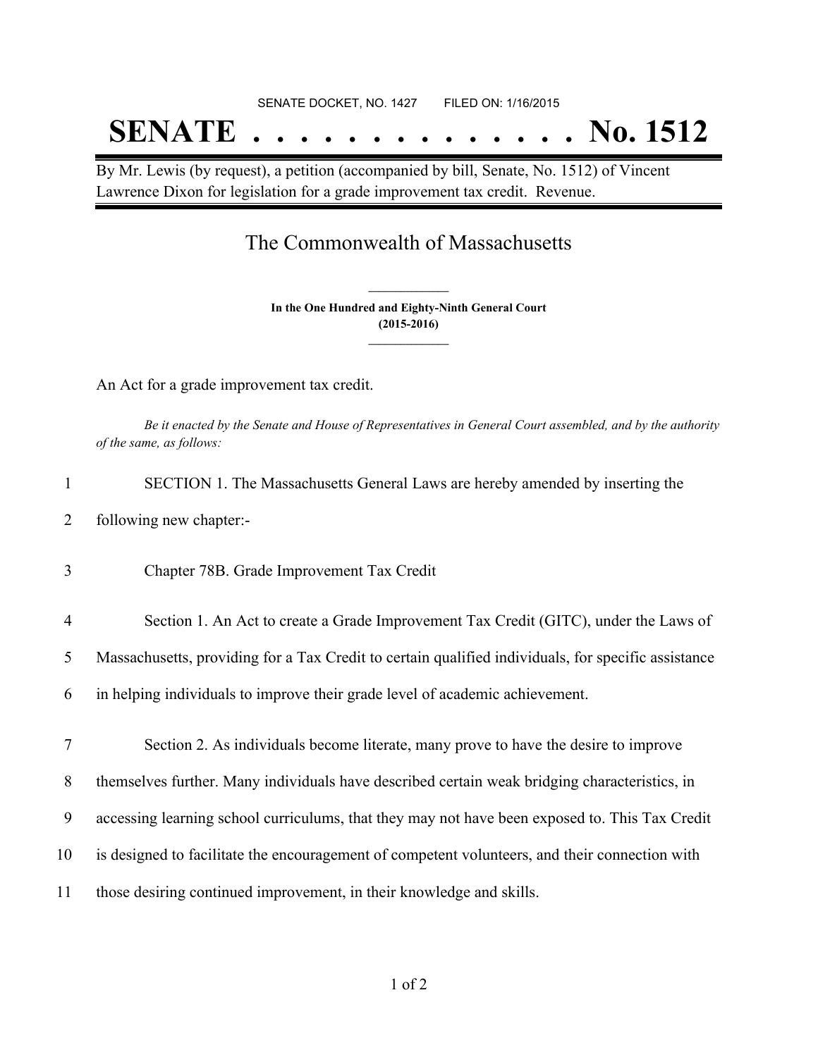SENATE DOCKET, NO. 1427 FILED ON: 1/16/2015

# SENATE . . . . . . . . . . . . . . No. 1512

By Mr. Lewis (by request), a petition (accompanied by bill, Senate, No. 1512) of Vincent Lawrence Dixon for legislation for a grade improvement tax credit. Revenue.

## The Commonwealth of Massachusetts

**In the One Hundred and Eighty-Ninth General Court (2015-2016)**

An Act for a grade improvement tax credit.

*Be it enacted by the Senate and House of Representatives in General Court assembled, and by the authority of the same, as follows:*

1 SECTION 1. The Massachusetts General Laws are hereby amended by inserting the
2 following new chapter:-

3 Chapter 78B. Grade Improvement Tax Credit

4 Section 1. An Act to create a Grade Improvement Tax Credit (GITC), under the Laws of
5 Massachusetts, providing for a Tax Credit to certain qualified individuals, for specific assistance
6 in helping individuals to improve their grade level of academic achievement.

7 Section 2. As individuals become literate, many prove to have the desire to improve
8 themselves further. Many individuals have described certain weak bridging characteristics, in
9 accessing learning school curriculums, that they may not have been exposed to. This Tax Credit
10 is designed to facilitate the encouragement of competent volunteers, and their connection with
11 those desiring continued improvement, in their knowledge and skills.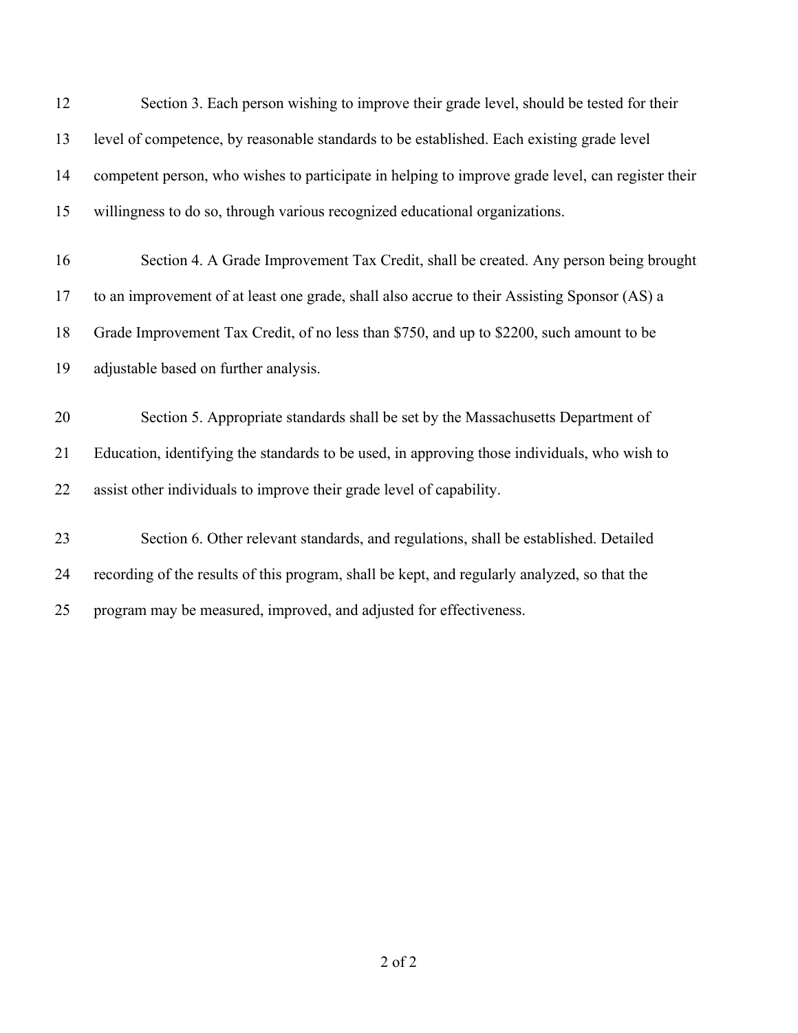Section 3. Each person wishing to improve their grade level, should be tested for their level of competence, by reasonable standards to be established. Each existing grade level competent person, who wishes to participate in helping to improve grade level, can register their willingness to do so, through various recognized educational organizations.

Section 4. A Grade Improvement Tax Credit, shall be created. Any person being brought to an improvement of at least one grade, shall also accrue to their Assisting Sponsor (AS) a Grade Improvement Tax Credit, of no less than $750, and up to $2200, such amount to be adjustable based on further analysis.

Section 5. Appropriate standards shall be set by the Massachusetts Department of Education, identifying the standards to be used, in approving those individuals, who wish to assist other individuals to improve their grade level of capability.

Section 6. Other relevant standards, and regulations, shall be established. Detailed recording of the results of this program, shall be kept, and regularly analyzed, so that the program may be measured, improved, and adjusted for effectiveness.